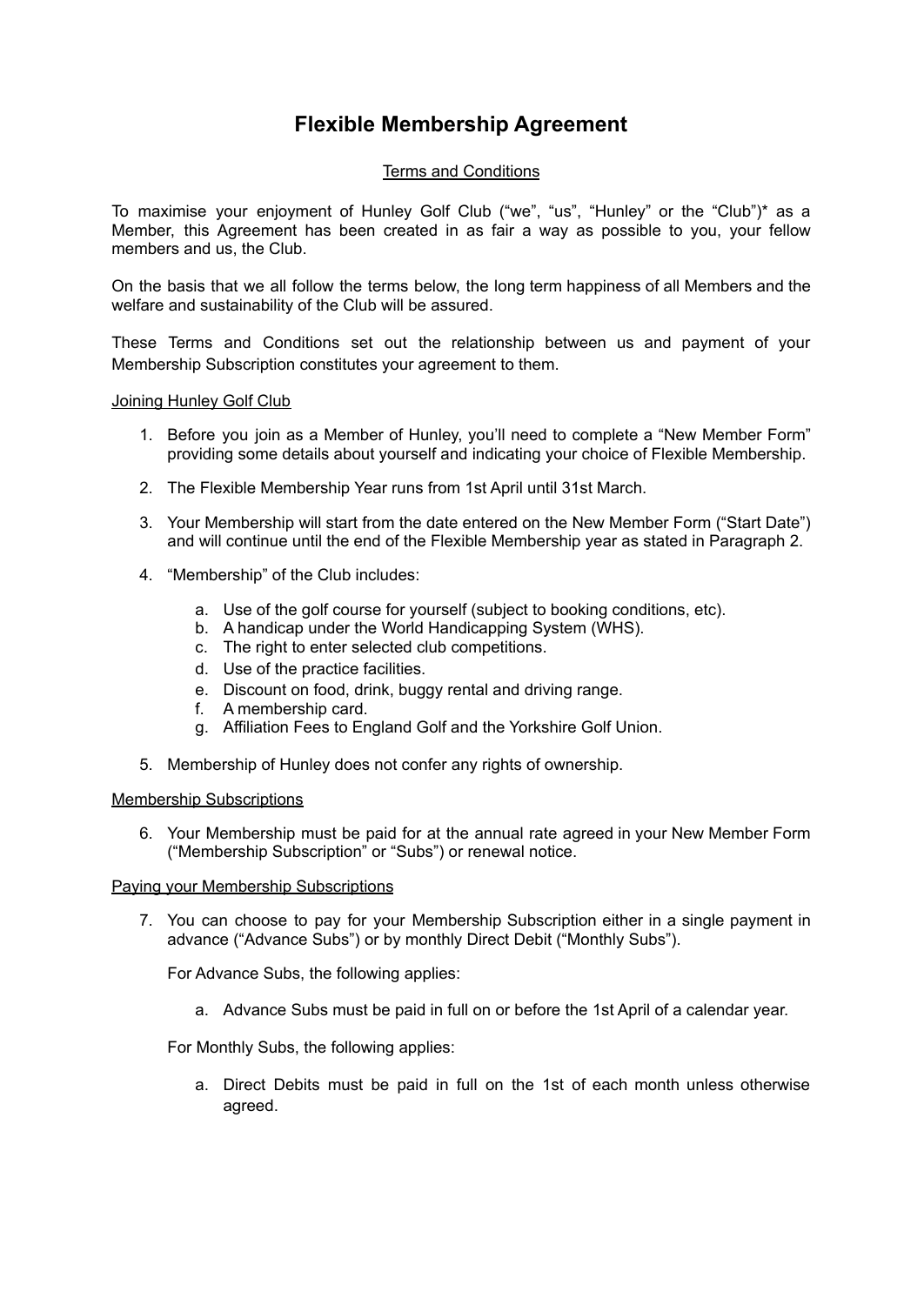# Flexible Membership Agreement

Terms and Conditions

To maximise your enjoyment of Hunley Golf Club ("we", "us", "Hunley" or the "Club")* as a Member, this Agreement has been created in as fair a way as possible to you, your fellow members and us, the Club.

On the basis that we all follow the terms below, the long term happiness of all Members and the welfare and sustainability of the Club will be assured.

These Terms and Conditions set out the relationship between us and payment of your Membership Subscription constitutes your agreement to them.

## Joining Hunley Golf Club

1. Before you join as a Member of Hunley, you'll need to complete a "New Member Form" providing some details about yourself and indicating your choice of Flexible Membership.
2. The Flexible Membership Year runs from 1st April until 31st March.
3. Your Membership will start from the date entered on the New Member Form ("Start Date") and will continue until the end of the Flexible Membership year as stated in Paragraph 2.
4. "Membership" of the Club includes:
    a. Use of the golf course for yourself (subject to booking conditions, etc).
    b. A handicap under the World Handicapping System (WHS).
    c. The right to enter selected club competitions.
    d. Use of the practice facilities.
    e. Discount on food, drink, buggy rental and driving range.
    f. A membership card.
    g. Affiliation Fees to England Golf and the Yorkshire Golf Union.
5. Membership of Hunley does not confer any rights of ownership.

## Membership Subscriptions

6. Your Membership must be paid for at the annual rate agreed in your New Member Form ("Membership Subscription" or "Subs") or renewal notice.

## Paying your Membership Subscriptions

7. You can choose to pay for your Membership Subscription either in a single payment in advance ("Advance Subs") or by monthly Direct Debit ("Monthly Subs").

    For Advance Subs, the following applies:

    a. Advance Subs must be paid in full on or before the 1st April of a calendar year.

    For Monthly Subs, the following applies:

    a. Direct Debits must be paid in full on the 1st of each month unless otherwise agreed.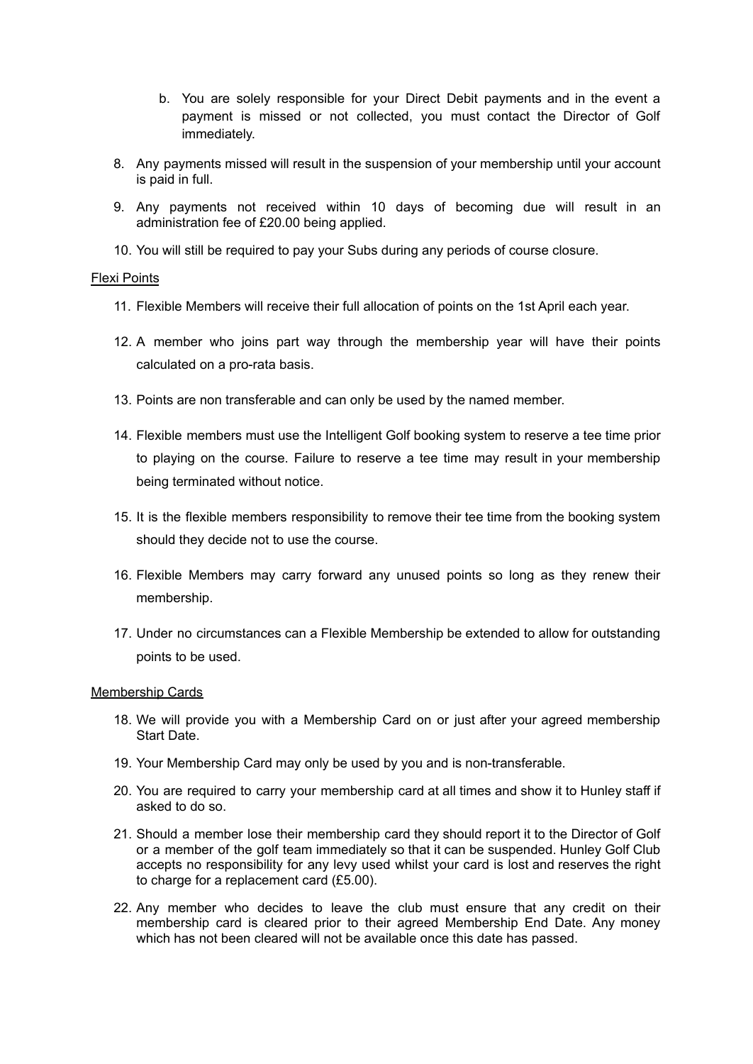b. You are solely responsible for your Direct Debit payments and in the event a payment is missed or not collected, you must contact the Director of Golf immediately.

8. Any payments missed will result in the suspension of your membership until your account is paid in full.
9. Any payments not received within 10 days of becoming due will result in an administration fee of £20.00 being applied.
10. You will still be required to pay your Subs during any periods of course closure.

Flexi Points

11. Flexible Members will receive their full allocation of points on the 1st April each year.
12. A member who joins part way through the membership year will have their points calculated on a pro-rata basis.
13. Points are non transferable and can only be used by the named member.
14. Flexible members must use the Intelligent Golf booking system to reserve a tee time prior to playing on the course. Failure to reserve a tee time may result in your membership being terminated without notice.
15. It is the flexible members responsibility to remove their tee time from the booking system should they decide not to use the course.
16. Flexible Members may carry forward any unused points so long as they renew their membership.
17. Under no circumstances can a Flexible Membership be extended to allow for outstanding points to be used.

Membership Cards

18. We will provide you with a Membership Card on or just after your agreed membership Start Date.
19. Your Membership Card may only be used by you and is non-transferable.
20. You are required to carry your membership card at all times and show it to Hunley staff if asked to do so.
21. Should a member lose their membership card they should report it to the Director of Golf or a member of the golf team immediately so that it can be suspended. Hunley Golf Club accepts no responsibility for any levy used whilst your card is lost and reserves the right to charge for a replacement card (£5.00).
22. Any member who decides to leave the club must ensure that any credit on their membership card is cleared prior to their agreed Membership End Date. Any money which has not been cleared will not be available once this date has passed.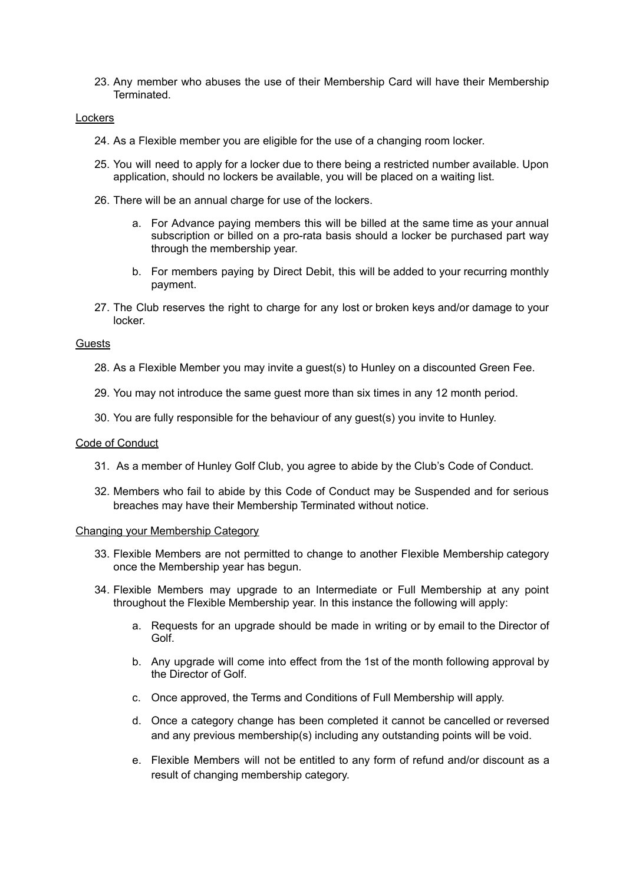23. Any member who abuses the use of their Membership Card will have their Membership Terminated.

Lockers

24. As a Flexible member you are eligible for the use of a changing room locker.
25. You will need to apply for a locker due to there being a restricted number available. Upon application, should no lockers be available, you will be placed on a waiting list.
26. There will be an annual charge for use of the lockers.
    a. For Advance paying members this will be billed at the same time as your annual subscription or billed on a pro-rata basis should a locker be purchased part way through the membership year.
    b. For members paying by Direct Debit, this will be added to your recurring monthly payment.
27. The Club reserves the right to charge for any lost or broken keys and/or damage to your locker.

Guests

28. As a Flexible Member you may invite a guest(s) to Hunley on a discounted Green Fee.
29. You may not introduce the same guest more than six times in any 12 month period.
30. You are fully responsible for the behaviour of any guest(s) you invite to Hunley.

Code of Conduct

31. As a member of Hunley Golf Club, you agree to abide by the Club's Code of Conduct.
32. Members who fail to abide by this Code of Conduct may be Suspended and for serious breaches may have their Membership Terminated without notice.

Changing your Membership Category

33. Flexible Members are not permitted to change to another Flexible Membership category once the Membership year has begun.
34. Flexible Members may upgrade to an Intermediate or Full Membership at any point throughout the Flexible Membership year. In this instance the following will apply:
    a. Requests for an upgrade should be made in writing or by email to the Director of Golf.
    b. Any upgrade will come into effect from the 1st of the month following approval by the Director of Golf.
    c. Once approved, the Terms and Conditions of Full Membership will apply.
    d. Once a category change has been completed it cannot be cancelled or reversed and any previous membership(s) including any outstanding points will be void.
    e. Flexible Members will not be entitled to any form of refund and/or discount as a result of changing membership category.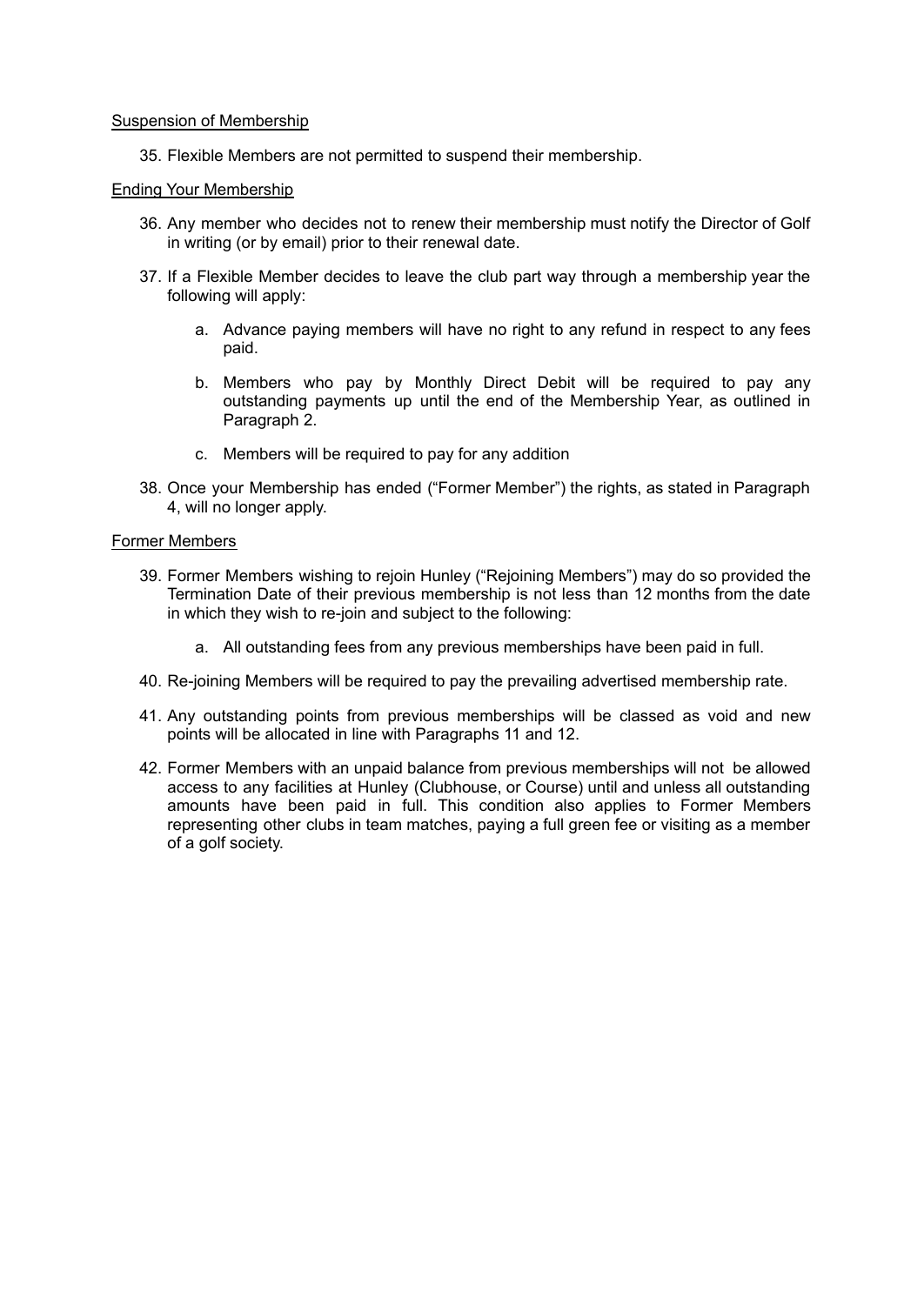Suspension of Membership

35. Flexible Members are not permitted to suspend their membership.

Ending Your Membership

36. Any member who decides not to renew their membership must notify the Director of Golf in writing (or by email) prior to their renewal date.

37. If a Flexible Member decides to leave the club part way through a membership year the following will apply:

    a. Advance paying members will have no right to any refund in respect to any fees paid.

    b. Members who pay by Monthly Direct Debit will be required to pay any outstanding payments up until the end of the Membership Year, as outlined in Paragraph 2.

    c. Members will be required to pay for any addition

38. Once your Membership has ended ("Former Member") the rights, as stated in Paragraph 4, will no longer apply.

Former Members

39. Former Members wishing to rejoin Hunley ("Rejoining Members") may do so provided the Termination Date of their previous membership is not less than 12 months from the date in which they wish to re-join and subject to the following:

    a. All outstanding fees from any previous memberships have been paid in full.

40. Re-joining Members will be required to pay the prevailing advertised membership rate.

41. Any outstanding points from previous memberships will be classed as void and new points will be allocated in line with Paragraphs 11 and 12.

42. Former Members with an unpaid balance from previous memberships will not be allowed access to any facilities at Hunley (Clubhouse, or Course) until and unless all outstanding amounts have been paid in full. This condition also applies to Former Members representing other clubs in team matches, paying a full green fee or visiting as a member of a golf society.